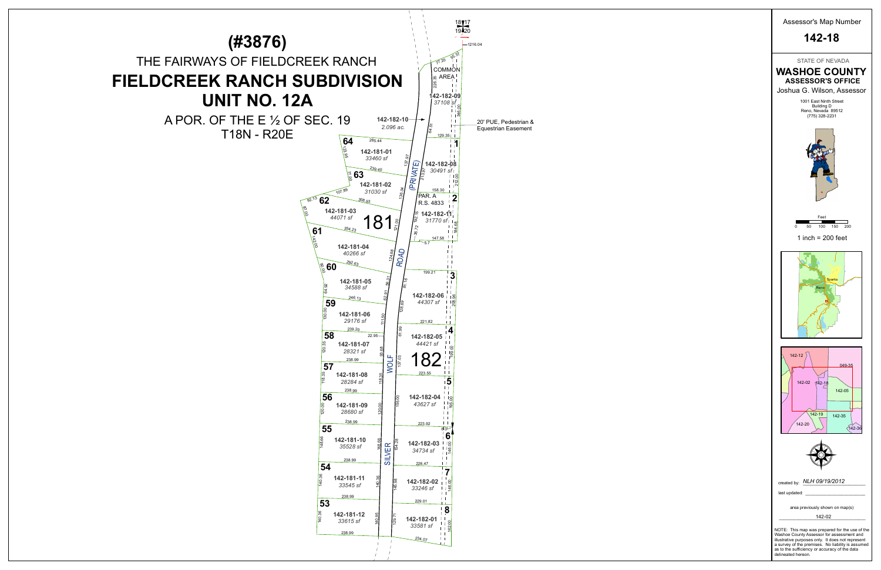# (#3876)

THE FAIRWAYS OF FIELDCREEK RANCH

# FIELDCREEK RANCH SUBDIVISION UNIT NO. 12A

A POR. OF THE E ½ OF SEC. 19
T18N - R20E

| Lot | Parcel | Area |
| --- | --- | --- |
| 64 | 142-181-01 | 33460 sf |
| 63 | 142-181-02 | 31030 sf |
| 62 | 142-181-03 | 44071 sf |
| 61 | 142-181-04 | 40266 sf |
| 60 | 142-181-05 | 34588 sf |
| 59 | 142-181-06 | 29176 sf |
| 58 | 142-181-07 | 28321 sf |
| 57 | 142-181-08 | 28284 sf |
| 56 | 142-181-09 | 28680 sf |
| 55 | 142-181-10 | 35528 sf |
| 54 | 142-181-11 | 33545 sf |
| 53 | 142-181-12 | 33615 sf |
| COMMON AREA | 142-182-09 | 37108 sf |
| | 142-182-10 | 2.096 ac. |
| 1 | 142-182-08 | 30491 sf |
| 2 (PAR. A R.S. 4833) | 142-182-11 | 31770 sf |
| 3 | 142-182-06 | 44307 sf |
| 4 | 142-182-05 | 44421 sf |
| 5 | 142-182-04 | 43627 sf |
| 6 | 142-182-03 | 34734 sf |
| 7 | 142-182-02 | 33246 sf |
| 8 | 142-182-01 | 33581 sf |

SILVER WOLF ROAD (PRIVATE)

20' PUE, Pedestrian & Equestrian Easement

Assessor's Map Number

## 142-18

STATE OF NEVADA

**WASHOE COUNTY**
**ASSESSOR'S OFFICE**

Joshua G. Wilson, Assessor

1001 East Ninth Street
Building D
Reno, Nevada 89512
(775) 328-2231

Feet: 0 50 100 150 200

1 inch = 200 feet

created by: *NLH 09/19/2012*

last updated:

area previously shown on map(s)
142-02

NOTE: This map was prepared for the use of the Washoe County Assessor for assessment and illustrative purposes only. It does not represent a survey of the premises. No liability is assumed as to the sufficiency or accuracy of the data delineated hereon.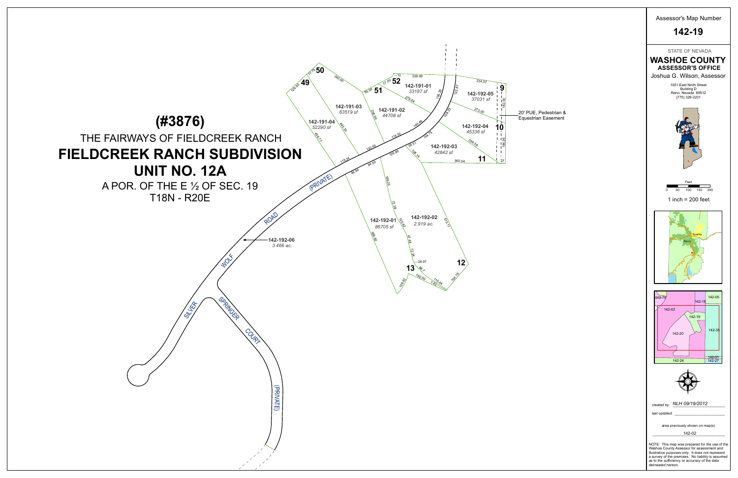# (#3876)

THE FAIRWAYS OF FIELDCREEK RANCH

# FIELDCREEK RANCH SUBDIVISION

## UNIT NO. 12A

A POR. OF THE E ½ OF SEC. 19

T18N - R20E

Assessor's Map Number

**142-19**

STATE OF NEVADA

**WASHOE COUNTY**

**ASSESSOR'S OFFICE**

Joshua G. Wilson, Assessor

1001 East Ninth Street
Building D
Reno, Nevada 89512
(775) 328-2231

Feet

0 50 100 150 200

1 inch = 200 feet

created by: *NLH 09/19/2012*

last updated:

area previously shown on map(s)

142-02

NOTE: This map was prepared for the use of the Washoe County Assessor for assessment and illustrative purposes only. It does not represent a survey of the premises. No liability is assumed as to the sufficiency or accuracy of the data delineated hereon.

| Parcel | Area | Lot |
|---|---|---|
| 142-191-01 | 33187 sf | |
| 142-191-02 | 44708 sf | |
| 142-191-03 | 63519 sf | |
| 142-191-04 | 52290 sf | |
| 142-192-01 | 86705 sf | |
| 142-192-02 | 2.919 ac. | |
| 142-192-03 | 42842 sf | 11 |
| 142-192-04 | 45336 sf | 10 |
| 142-192-05 | 37031 sf | 9 |
| 142-192-06 | 3.466 ac. | |

20' PUE, Pedestrian & Equestrian Easement

WOLF ROAD (PRIVATE)

SILVER SPRINGER COURT (PRIVATE)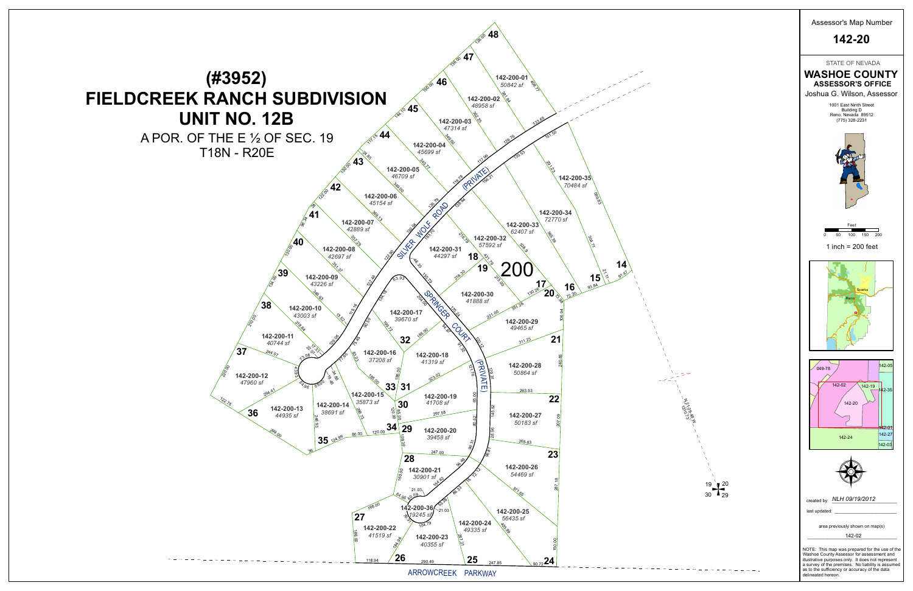# (#3952)
# FIELDCREEK RANCH SUBDIVISION
# UNIT NO. 12B

A POR. OF THE E ½ OF SEC. 19
T18N - R20E

SILVER WOLF ROAD (PRIVATE)

SPRINGER COURT (PRIVATE)

ARROWCREEK PARKWAY

200

142-200-01 50842 sf
142-200-02 48958 sf
142-200-03 47314 sf
142-200-04 45699 sf
142-200-05 46709 sf
142-200-06 45154 sf
142-200-07 42889 sf
142-200-08 42697 sf
142-200-09 43226 sf
142-200-10 43003 sf
142-200-11 40744 sf
142-200-12 47960 sf
142-200-13 44935 sf
142-200-14 38691 sf
142-200-15 35873 sf
142-200-16 37208 sf
142-200-17 39670 sf
142-200-18 41319 sf
142-200-19 41708 sf
142-200-20 39458 sf
142-200-21 30901 sf
142-200-22 41519 sf
142-200-23 40355 sf
142-200-24 49335 sf
142-200-25 56435 sf
142-200-26 54469 sf
142-200-27 50183 sf
142-200-28 50864 sf
142-200-29 49465 sf
142-200-30 41888 sf
142-200-31 44297 sf
142-200-32 57592 sf
142-200-33 62407 sf
142-200-34 72770 sf
142-200-35 70484 sf
142-200-36 19245 sf

N21°18'48"W 1510.73'

Assessor's Map Number

**142-20**

STATE OF NEVADA

**WASHOE COUNTY**
**ASSESSOR'S OFFICE**

Joshua G. Wilson, Assessor

1001 East Ninth Street
Building D
Reno, Nevada 89512
(775) 328-2231

Feet
0 50 100 150 200

1 inch = 200 feet

Sparks
Reno

049-78
142-05
142-02
142-19
142-35
142-20
142-01
142-27
142-24
142-03

created by: NLH 09/19/2012

last updated:

area previously shown on map(s)

142-02

NOTE: This map was prepared for the use of the Washoe County Assessor for assessment and illustrative purposes only. It does not represent a survey of the premises. No liability is assumed as to the sufficiency or accuracy of the data delineated hereon.